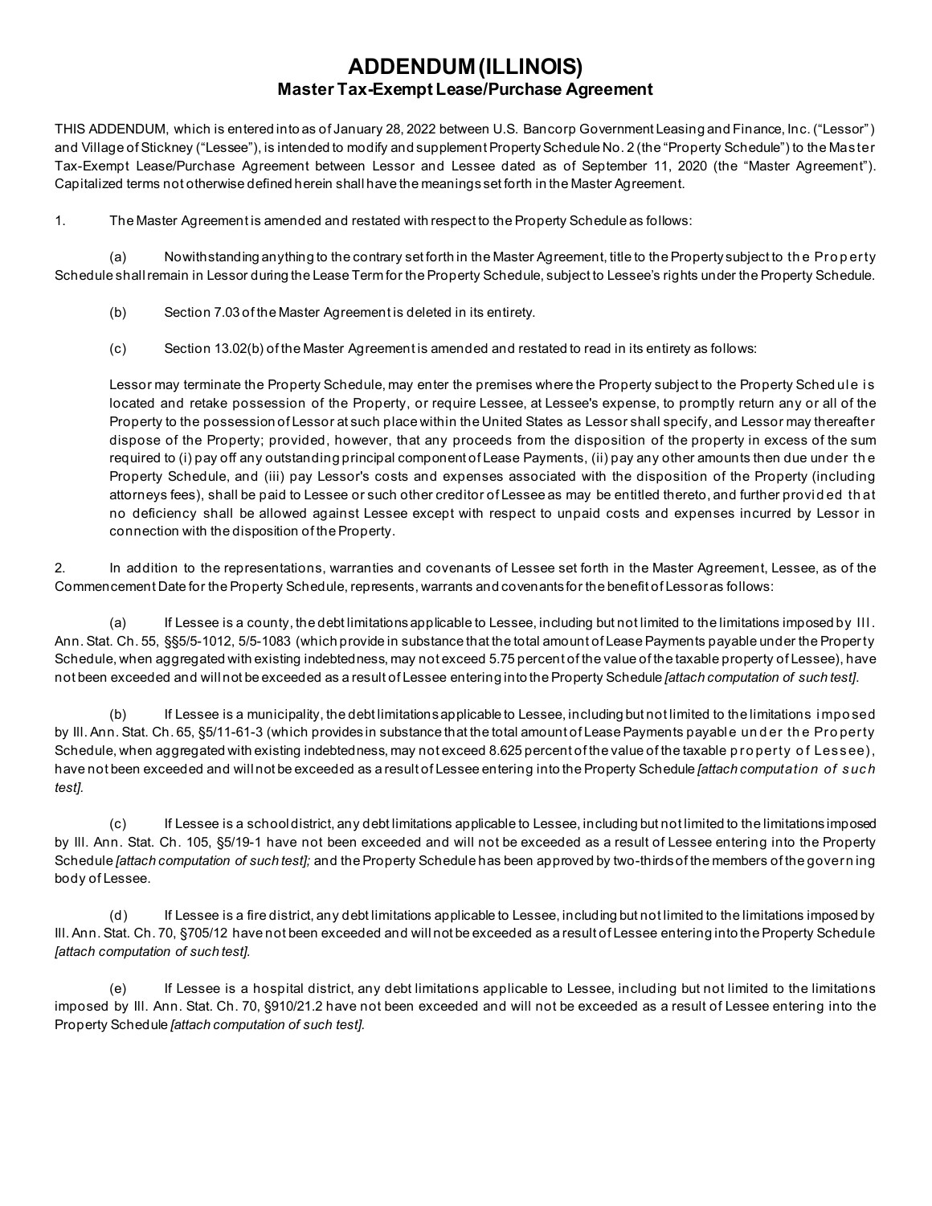# ADDENDUM (ILLINOIS)

## Master Tax-Exempt Lease/Purchase Agreement

THIS ADDENDUM, which is entered into as of January 28, 2022 between U.S. Bancorp Government Leasing and Finance, Inc. ("Lessor") and Village of Stickney ("Lessee"), is intended to modify and supplement Property Schedule No. 2 (the "Property Schedule") to the Master Tax-Exempt Lease/Purchase Agreement between Lessor and Lessee dated as of September 11, 2020 (the "Master Agreement"). Capitalized terms not otherwise defined herein shall have the meanings set forth in the Master Agreement.

1. The Master Agreement is amended and restated with respect to the Property Schedule as follows:

   (a) Nowithstanding anything to the contrary set forth in the Master Agreement, title to the Property subject to the Property Schedule shall remain in Lessor during the Lease Term for the Property Schedule, subject to Lessee's rights under the Property Schedule.

   (b) Section 7.03 of the Master Agreement is deleted in its entirety.

   (c) Section 13.02(b) of the Master Agreement is amended and restated to read in its entirety as follows:

   Lessor may terminate the Property Schedule, may enter the premises where the Property subject to the Property Schedule is located and retake possession of the Property, or require Lessee, at Lessee's expense, to promptly return any or all of the Property to the possession of Lessor at such place within the United States as Lessor shall specify, and Lessor may thereafter dispose of the Property; provided, however, that any proceeds from the disposition of the property in excess of the sum required to (i) pay off any outstanding principal component of Lease Payments, (ii) pay any other amounts then due under the Property Schedule, and (iii) pay Lessor's costs and expenses associated with the disposition of the Property (including attorneys fees), shall be paid to Lessee or such other creditor of Lessee as may be entitled thereto, and further provided that no deficiency shall be allowed against Lessee except with respect to unpaid costs and expenses incurred by Lessor in connection with the disposition of the Property.

2. In addition to the representations, warranties and covenants of Lessee set forth in the Master Agreement, Lessee, as of the Commencement Date for the Property Schedule, represents, warrants and covenants for the benefit of Lessor as follows:

   (a) If Lessee is a county, the debt limitations applicable to Lessee, including but not limited to the limitations imposed by Ill. Ann. Stat. Ch. 55, §§5/5-1012, 5/5-1083 (which provide in substance that the total amount of Lease Payments payable under the Property Schedule, when aggregated with existing indebtedness, may not exceed 5.75 percent of the value of the taxable property of Lessee), have not been exceeded and will not be exceeded as a result of Lessee entering into the Property Schedule *[attach computation of such test]*.

   (b) If Lessee is a municipality, the debt limitations applicable to Lessee, including but not limited to the limitations imposed by Ill. Ann. Stat. Ch. 65, §5/11-61-3 (which provides in substance that the total amount of Lease Payments payable under the Property Schedule, when aggregated with existing indebtedness, may not exceed 8.625 percent of the value of the taxable property of Lessee), have not been exceeded and will not be exceeded as a result of Lessee entering into the Property Schedule *[attach computation of such test].*

   (c) If Lessee is a school district, any debt limitations applicable to Lessee, including but not limited to the limitations imposed by Ill. Ann. Stat. Ch. 105, §5/19-1 have not been exceeded and will not be exceeded as a result of Lessee entering into the Property Schedule *[attach computation of such test];* and the Property Schedule has been approved by two-thirds of the members of the governing body of Lessee.

   (d) If Lessee is a fire district, any debt limitations applicable to Lessee, including but not limited to the limitations imposed by Ill. Ann. Stat. Ch. 70, §705/12 have not been exceeded and will not be exceeded as a result of Lessee entering into the Property Schedule *[attach computation of such test].*

   (e) If Lessee is a hospital district, any debt limitations applicable to Lessee, including but not limited to the limitations imposed by Ill. Ann. Stat. Ch. 70, §910/21.2 have not been exceeded and will not be exceeded as a result of Lessee entering into the Property Schedule *[attach computation of such test].*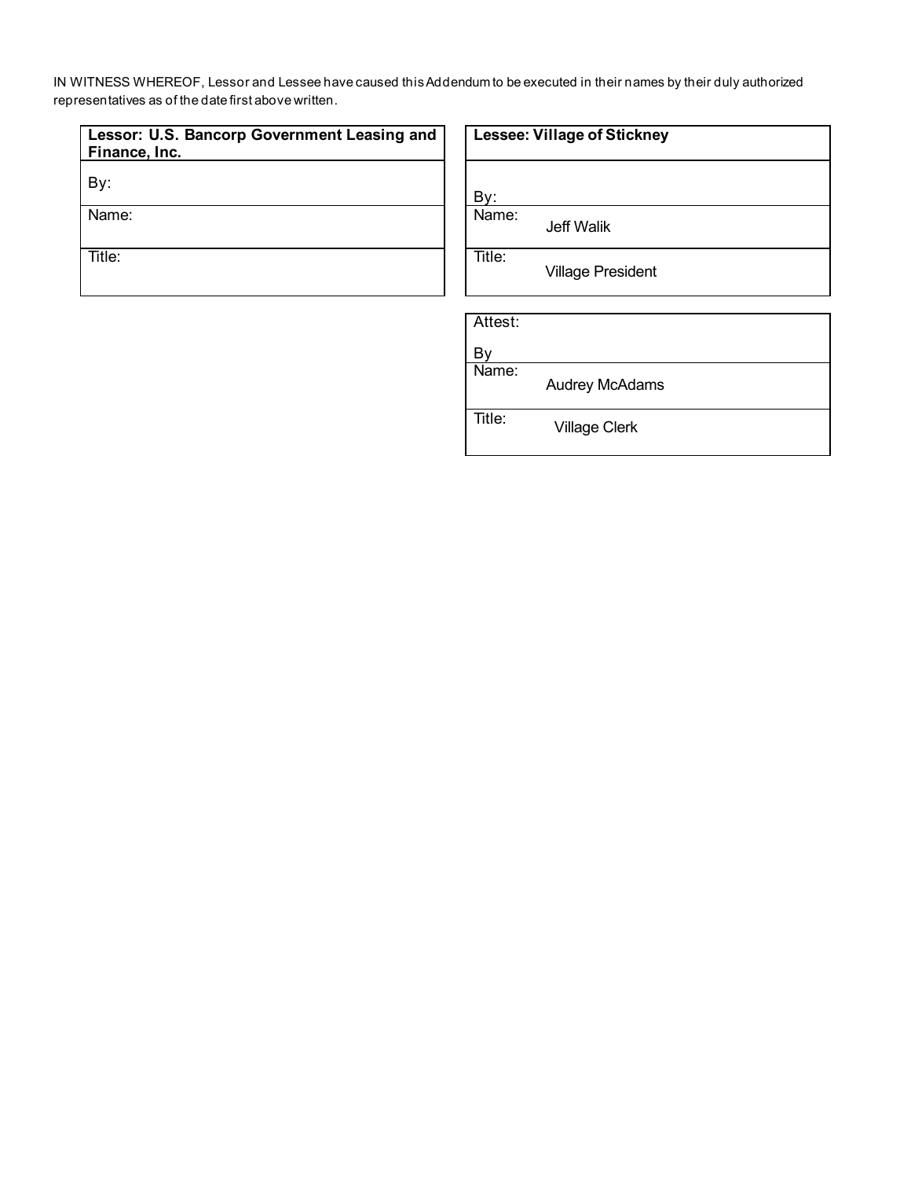IN WITNESS WHEREOF, Lessor and Lessee have caused this Addendum to be executed in their names by their duly authorized representatives as of the date first above written.

| **Lessor: U.S. Bancorp Government Leasing and Finance, Inc.** |
| --- |
| By: |
| Name: |
| Title: |

| **Lessee: Village of Stickney** |
| --- |
| By: |
| Name: Jeff Walik |
| Title: Village President |

| Attest: |
| --- |
| By |
| Name: Audrey McAdams |
| Title: Village Clerk |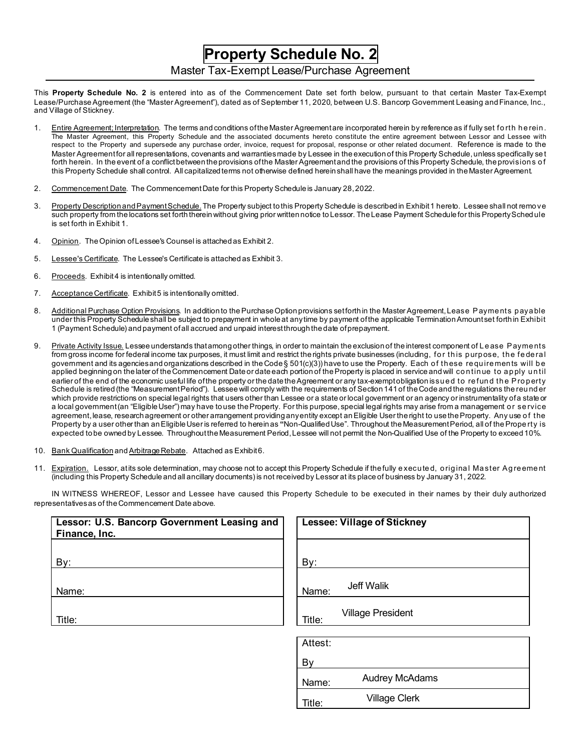# Property Schedule No. 2

Master Tax-Exempt Lease/Purchase Agreement

This **Property Schedule No. 2** is entered into as of the Commencement Date set forth below, pursuant to that certain Master Tax-Exempt Lease/Purchase Agreement (the "Master Agreement"), dated as of September 11, 2020, between U.S. Bancorp Government Leasing and Finance, Inc., and Village of Stickney.

1. Entire Agreement; Interpretation. The terms and conditions of the Master Agreement are incorporated herein by reference as if fully set forth herein. The Master Agreement, this Property Schedule and the associated documents hereto constitute the entire agreement between Lessor and Lessee with respect to the Property and supersede any purchase order, invoice, request for proposal, response or other related document. Reference is made to the Master Agreement for all representations, covenants and warranties made by Lessee in the execution of this Property Schedule, unless specifically set forth herein. In the event of a conflict between the provisions of the Master Agreement and the provisions of this Property Schedule, the provisions of this Property Schedule shall control. All capitalized terms not otherwise defined herein shall have the meanings provided in the Master Agreement.

2. Commencement Date. The Commencement Date for this Property Schedule is January 28, 2022.

3. Property Description and Payment Schedule. The Property subject to this Property Schedule is described in Exhibit 1 hereto. Lessee shall not remove such property from the locations set forth therein without giving prior written notice to Lessor. The Lease Payment Schedule for this Property Schedule is set forth in Exhibit 1.

4. Opinion. The Opinion of Lessee's Counsel is attached as Exhibit 2.

5. Lessee's Certificate. The Lessee's Certificate is attached as Exhibit 3.

6. Proceeds. Exhibit 4 is intentionally omitted.

7. Acceptance Certificate. Exhibit 5 is intentionally omitted.

8. Additional Purchase Option Provisions. In addition to the Purchase Option provisions set forth in the Master Agreement, Lease Payments payable under this Property Schedule shall be subject to prepayment in whole at any time by payment of the applicable Termination Amount set forth in Exhibit 1 (Payment Schedule) and payment of all accrued and unpaid interest through the date of prepayment.

9. Private Activity Issue. Lessee understands that among other things, in order to maintain the exclusion of the interest component of Lease Payments from gross income for federal income tax purposes, it must limit and restrict the rights private businesses (including, for this purpose, the federal government and its agencies and organizations described in the Code § 501(c)(3)) have to use the Property. Each of these requirements will be applied beginning on the later of the Commencement Date or date each portion of the Property is placed in service and will continue to apply until earlier of the end of the economic useful life of the property or the date the Agreement or any tax-exempt obligation issued to refund the Property Schedule is retired (the "Measurement Period"). Lessee will comply with the requirements of Section 141 of the Code and the regulations thereunder which provide restrictions on special legal rights that users other than Lessee or a state or local government or an agency or instrumentality of a state or a local government (an "Eligible User") may have to use the Property. For this purpose, special legal rights may arise from a management or service agreement, lease, research agreement or other arrangement providing any entity except an Eligible User the right to use the Property. Any use of the Property by a user other than an Eligible User is referred to herein as "Non-Qualified Use". Throughout the Measurement Period, all of the Property is expected to be owned by Lessee. Throughout the Measurement Period, Lessee will not permit the Non-Qualified Use of the Property to exceed 10%.

10. Bank Qualification and Arbitrage Rebate. Attached as Exhibit 6.

11. Expiration. Lessor, at its sole determination, may choose not to accept this Property Schedule if the fully executed, original Master Agreement (including this Property Schedule and all ancillary documents) is not received by Lessor at its place of business by January 31, 2022.

IN WITNESS WHEREOF, Lessor and Lessee have caused this Property Schedule to be executed in their names by their duly authorized representatives as of the Commencement Date above.

| **Lessor: U.S. Bancorp Government Leasing and Finance, Inc.** |
|---|
| By: |
| Name: |
| Title: |

| **Lessee: Village of Stickney** |
|---|
| By: |
| Name: Jeff Walik |
| Title: Village President |

| Attest: |
|---|
| By |
| Name: Audrey McAdams |
| Title: Village Clerk |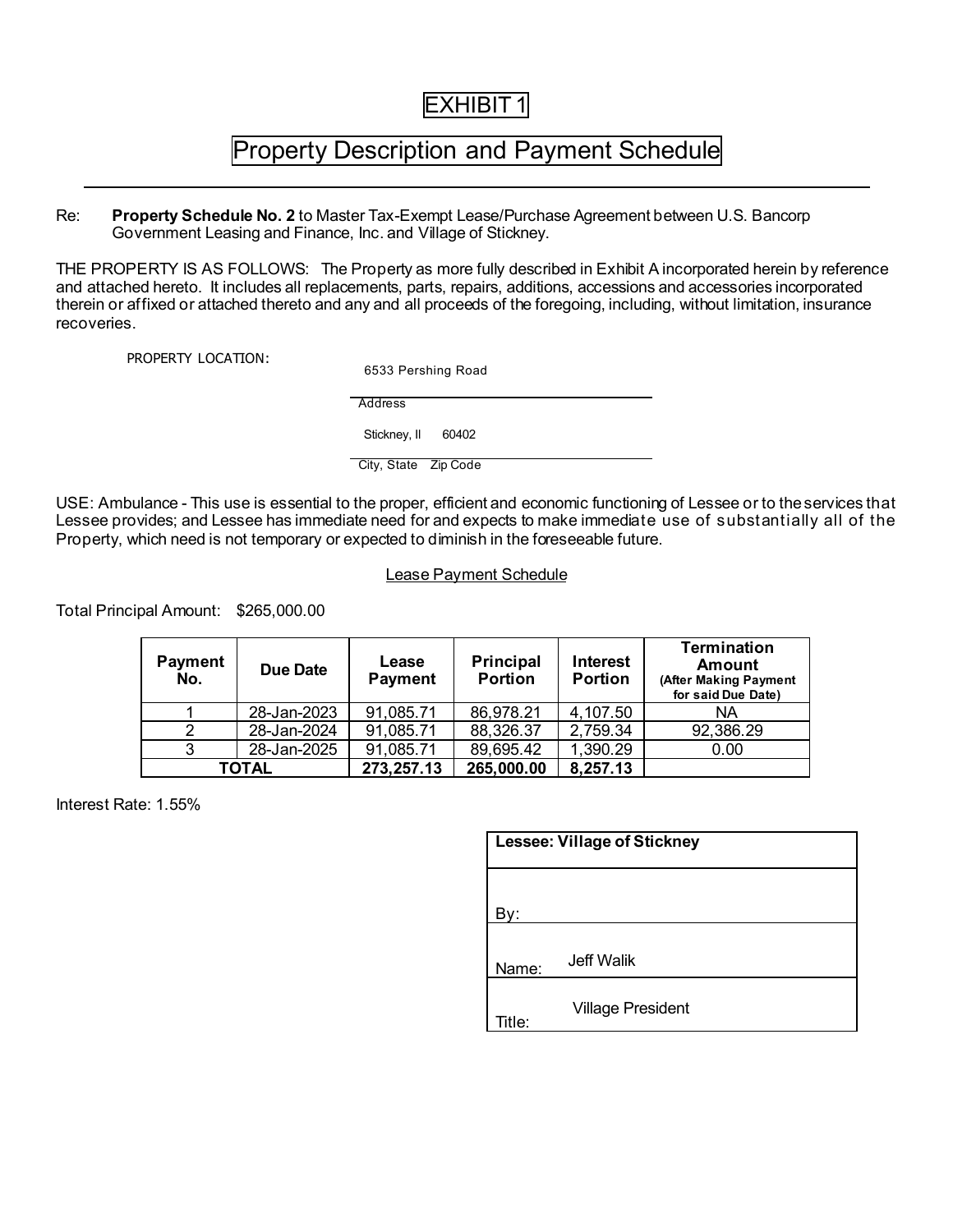# EXHIBIT 1

## Property Description and Payment Schedule

---

Re: **Property Schedule No. 2** to Master Tax-Exempt Lease/Purchase Agreement between U.S. Bancorp Government Leasing and Finance, Inc. and Village of Stickney.

THE PROPERTY IS AS FOLLOWS: The Property as more fully described in Exhibit A incorporated herein by reference and attached hereto. It includes all replacements, parts, repairs, additions, accessions and accessories incorporated therein or affixed or attached thereto and any and all proceeds of the foregoing, including, without limitation, insurance recoveries.

PROPERTY LOCATION:

6533 Pershing Road
Address

Stickney, Il 60402
City, State Zip Code

USE: Ambulance - This use is essential to the proper, efficient and economic functioning of Lessee or to the services that Lessee provides; and Lessee has immediate need for and expects to make immediate use of substantially all of the Property, which need is not temporary or expected to diminish in the foreseeable future.

Lease Payment Schedule

Total Principal Amount: $265,000.00

| Payment No. | Due Date | Lease Payment | Principal Portion | Interest Portion | Termination Amount (After Making Payment for said Due Date) |
|---|---|---|---|---|---|
| 1 | 28-Jan-2023 | 91,085.71 | 86,978.21 | 4,107.50 | NA |
| 2 | 28-Jan-2024 | 91,085.71 | 88,326.37 | 2,759.34 | 92,386.29 |
| 3 | 28-Jan-2025 | 91,085.71 | 89,695.42 | 1,390.29 | 0.00 |
| **TOTAL** | | **273,257.13** | **265,000.00** | **8,257.13** | |

Interest Rate: 1.55%

| **Lessee: Village of Stickney** |
|---|
| By: |
| Name: Jeff Walik |
| Title: Village President |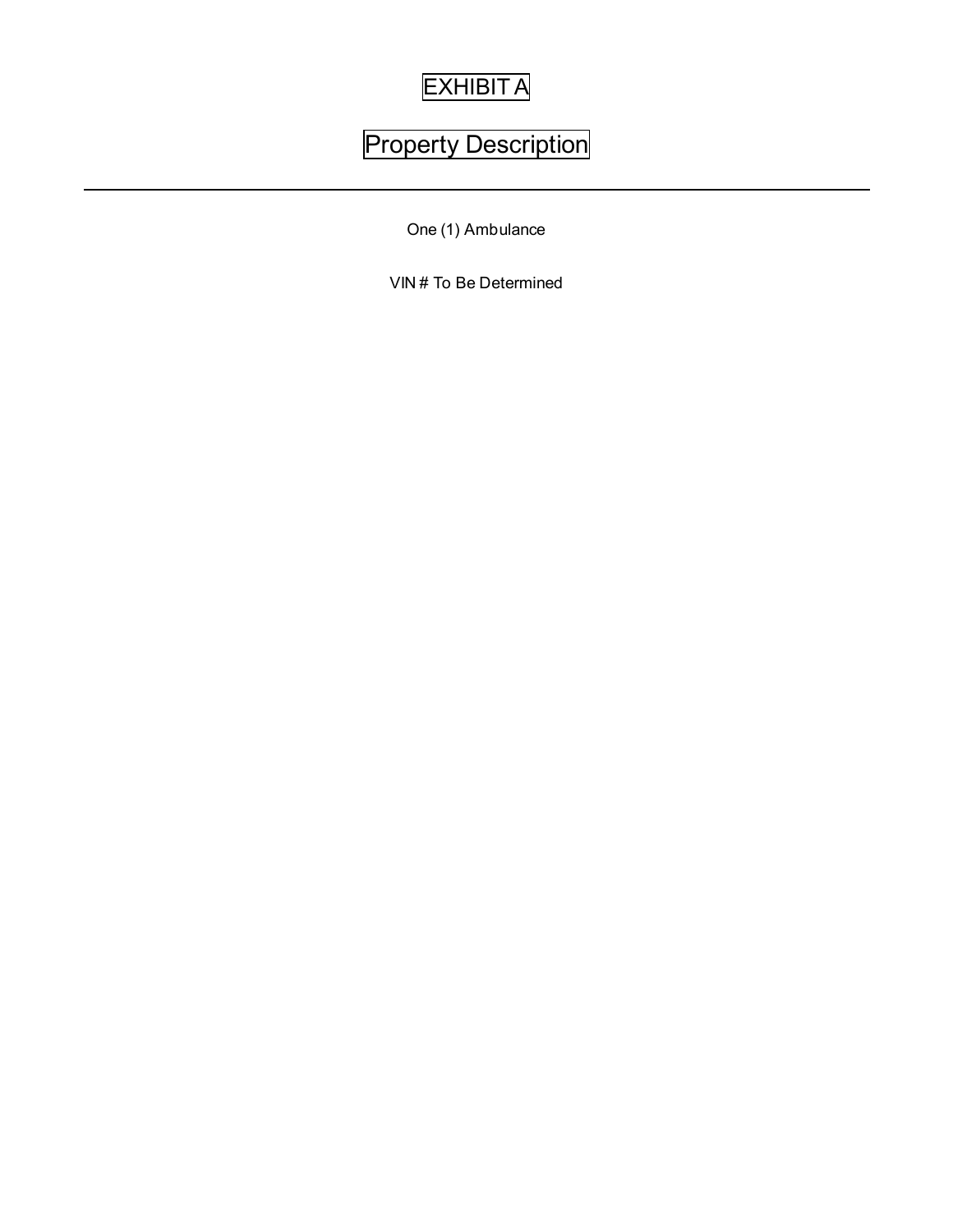# EXHIBIT A

## Property Description

---

One (1) Ambulance

VIN # To Be Determined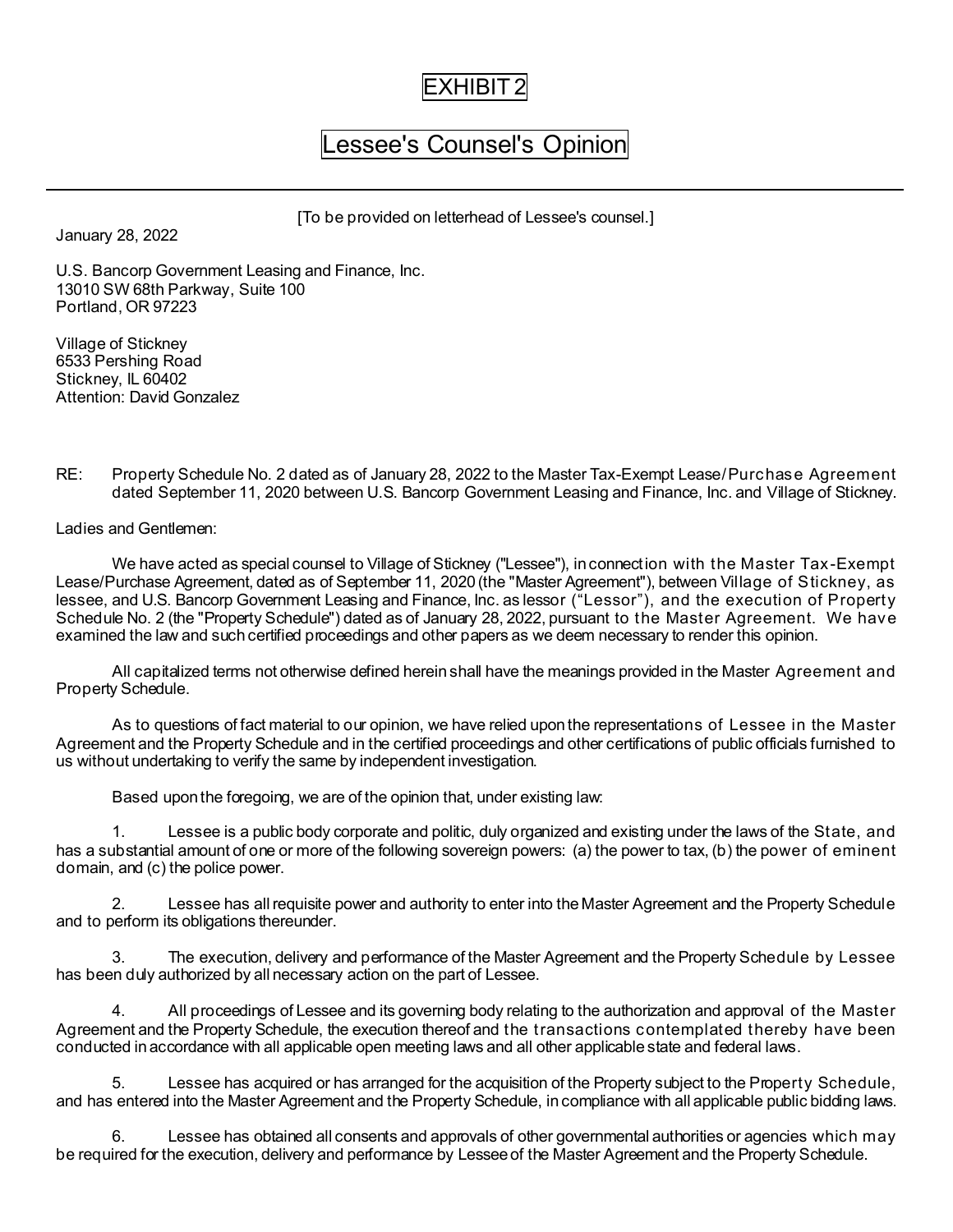# EXHIBIT 2

## Lessee's Counsel's Opinion

---

[To be provided on letterhead of Lessee's counsel.]

January 28, 2022

U.S. Bancorp Government Leasing and Finance, Inc.
13010 SW 68th Parkway, Suite 100
Portland, OR 97223

Village of Stickney
6533 Pershing Road
Stickney, IL 60402
Attention: David Gonzalez

RE: Property Schedule No. 2 dated as of January 28, 2022 to the Master Tax-Exempt Lease/Purchase Agreement dated September 11, 2020 between U.S. Bancorp Government Leasing and Finance, Inc. and Village of Stickney.

Ladies and Gentlemen:

We have acted as special counsel to Village of Stickney ("Lessee"), in connection with the Master Tax-Exempt Lease/Purchase Agreement, dated as of September 11, 2020 (the "Master Agreement"), between Village of Stickney, as lessee, and U.S. Bancorp Government Leasing and Finance, Inc. as lessor ("Lessor"), and the execution of Property Schedule No. 2 (the "Property Schedule") dated as of January 28, 2022, pursuant to the Master Agreement. We have examined the law and such certified proceedings and other papers as we deem necessary to render this opinion.

All capitalized terms not otherwise defined herein shall have the meanings provided in the Master Agreement and Property Schedule.

As to questions of fact material to our opinion, we have relied upon the representations of Lessee in the Master Agreement and the Property Schedule and in the certified proceedings and other certifications of public officials furnished to us without undertaking to verify the same by independent investigation.

Based upon the foregoing, we are of the opinion that, under existing law:

1. Lessee is a public body corporate and politic, duly organized and existing under the laws of the State, and has a substantial amount of one or more of the following sovereign powers: (a) the power to tax, (b) the power of eminent domain, and (c) the police power.

2. Lessee has all requisite power and authority to enter into the Master Agreement and the Property Schedule and to perform its obligations thereunder.

3. The execution, delivery and performance of the Master Agreement and the Property Schedule by Lessee has been duly authorized by all necessary action on the part of Lessee.

4. All proceedings of Lessee and its governing body relating to the authorization and approval of the Master Agreement and the Property Schedule, the execution thereof and the transactions contemplated thereby have been conducted in accordance with all applicable open meeting laws and all other applicable state and federal laws.

5. Lessee has acquired or has arranged for the acquisition of the Property subject to the Property Schedule, and has entered into the Master Agreement and the Property Schedule, in compliance with all applicable public bidding laws.

6. Lessee has obtained all consents and approvals of other governmental authorities or agencies which may be required for the execution, delivery and performance by Lessee of the Master Agreement and the Property Schedule.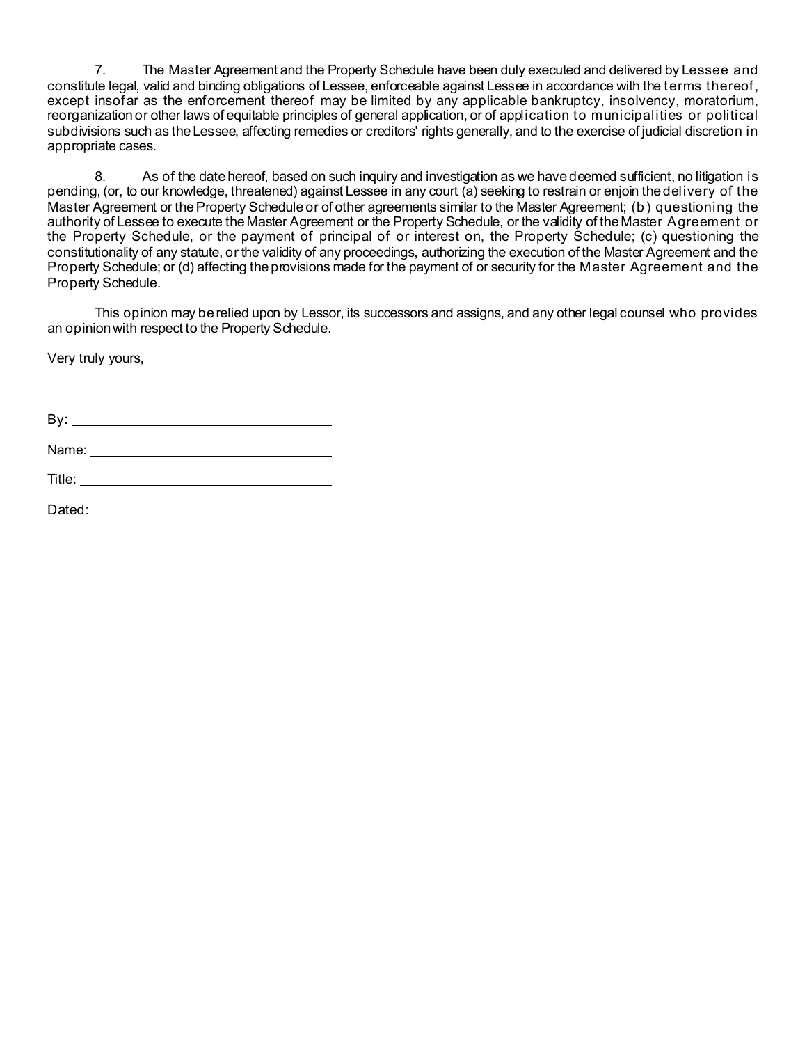7. The Master Agreement and the Property Schedule have been duly executed and delivered by Lessee and constitute legal, valid and binding obligations of Lessee, enforceable against Lessee in accordance with the terms thereof, except insofar as the enforcement thereof may be limited by any applicable bankruptcy, insolvency, moratorium, reorganization or other laws of equitable principles of general application, or of application to municipalities or political subdivisions such as the Lessee, affecting remedies or creditors' rights generally, and to the exercise of judicial discretion in appropriate cases.

8. As of the date hereof, based on such inquiry and investigation as we have deemed sufficient, no litigation is pending, (or, to our knowledge, threatened) against Lessee in any court (a) seeking to restrain or enjoin the delivery of the Master Agreement or the Property Schedule or of other agreements similar to the Master Agreement; (b) questioning the authority of Lessee to execute the Master Agreement or the Property Schedule, or the validity of the Master Agreement or the Property Schedule, or the payment of principal of or interest on, the Property Schedule; (c) questioning the constitutionality of any statute, or the validity of any proceedings, authorizing the execution of the Master Agreement and the Property Schedule; or (d) affecting the provisions made for the payment of or security for the Master Agreement and the Property Schedule.

This opinion may be relied upon by Lessor, its successors and assigns, and any other legal counsel who provides an opinion with respect to the Property Schedule.

Very truly yours,

By: ______________________________

Name: ______________________________

Title: ______________________________

Dated: ______________________________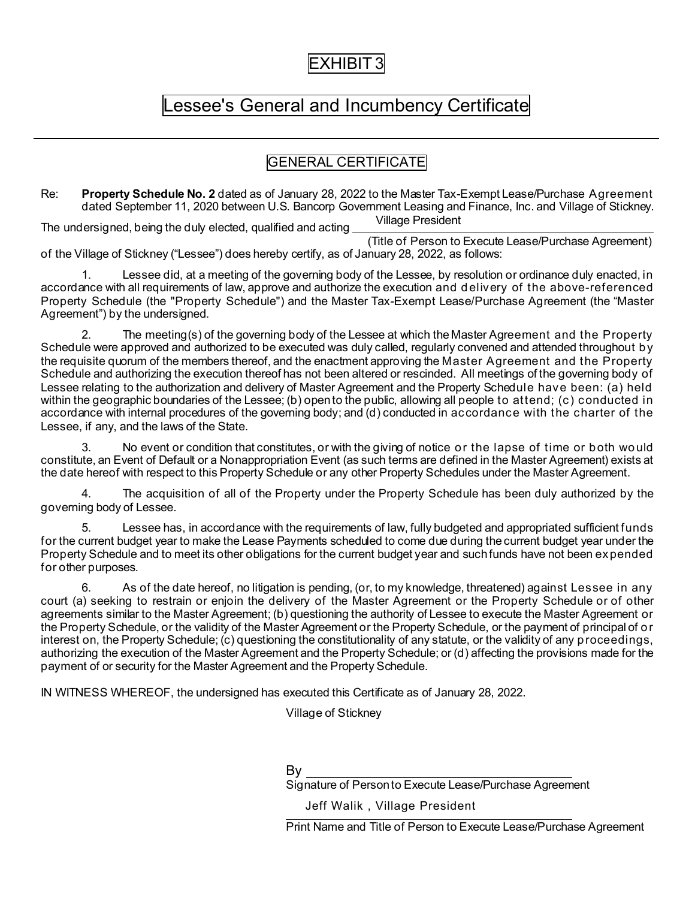# EXHIBIT 3

# Lessee's General and Incumbency Certificate

## GENERAL CERTIFICATE

Re: **Property Schedule No. 2** dated as of January 28, 2022 to the Master Tax-Exempt Lease/Purchase Agreement dated September 11, 2020 between U.S. Bancorp Government Leasing and Finance, Inc. and Village of Stickney.

The undersigned, being the duly elected, qualified and acting Village President
(Title of Person to Execute Lease/Purchase Agreement)
of the Village of Stickney ("Lessee") does hereby certify, as of January 28, 2022, as follows:

1. Lessee did, at a meeting of the governing body of the Lessee, by resolution or ordinance duly enacted, in accordance with all requirements of law, approve and authorize the execution and delivery of the above-referenced Property Schedule (the "Property Schedule") and the Master Tax-Exempt Lease/Purchase Agreement (the "Master Agreement") by the undersigned.

2. The meeting(s) of the governing body of the Lessee at which the Master Agreement and the Property Schedule were approved and authorized to be executed was duly called, regularly convened and attended throughout by the requisite quorum of the members thereof, and the enactment approving the Master Agreement and the Property Schedule and authorizing the execution thereof has not been altered or rescinded. All meetings of the governing body of Lessee relating to the authorization and delivery of Master Agreement and the Property Schedule have been: (a) held within the geographic boundaries of the Lessee; (b) open to the public, allowing all people to attend; (c) conducted in accordance with internal procedures of the governing body; and (d) conducted in accordance with the charter of the Lessee, if any, and the laws of the State.

3. No event or condition that constitutes, or with the giving of notice or the lapse of time or both would constitute, an Event of Default or a Nonappropriation Event (as such terms are defined in the Master Agreement) exists at the date hereof with respect to this Property Schedule or any other Property Schedules under the Master Agreement.

4. The acquisition of all of the Property under the Property Schedule has been duly authorized by the governing body of Lessee.

5. Lessee has, in accordance with the requirements of law, fully budgeted and appropriated sufficient funds for the current budget year to make the Lease Payments scheduled to come due during the current budget year under the Property Schedule and to meet its other obligations for the current budget year and such funds have not been expended for other purposes.

6. As of the date hereof, no litigation is pending, (or, to my knowledge, threatened) against Lessee in any court (a) seeking to restrain or enjoin the delivery of the Master Agreement or the Property Schedule or of other agreements similar to the Master Agreement; (b) questioning the authority of Lessee to execute the Master Agreement or the Property Schedule, or the validity of the Master Agreement or the Property Schedule, or the payment of principal of or interest on, the Property Schedule; (c) questioning the constitutionality of any statute, or the validity of any proceedings, authorizing the execution of the Master Agreement and the Property Schedule; or (d) affecting the provisions made for the payment of or security for the Master Agreement and the Property Schedule.

IN WITNESS WHEREOF, the undersigned has executed this Certificate as of January 28, 2022.

Village of Stickney

By ______________________________
Signature of Person to Execute Lease/Purchase Agreement

Jeff Walik , Village President
Print Name and Title of Person to Execute Lease/Purchase Agreement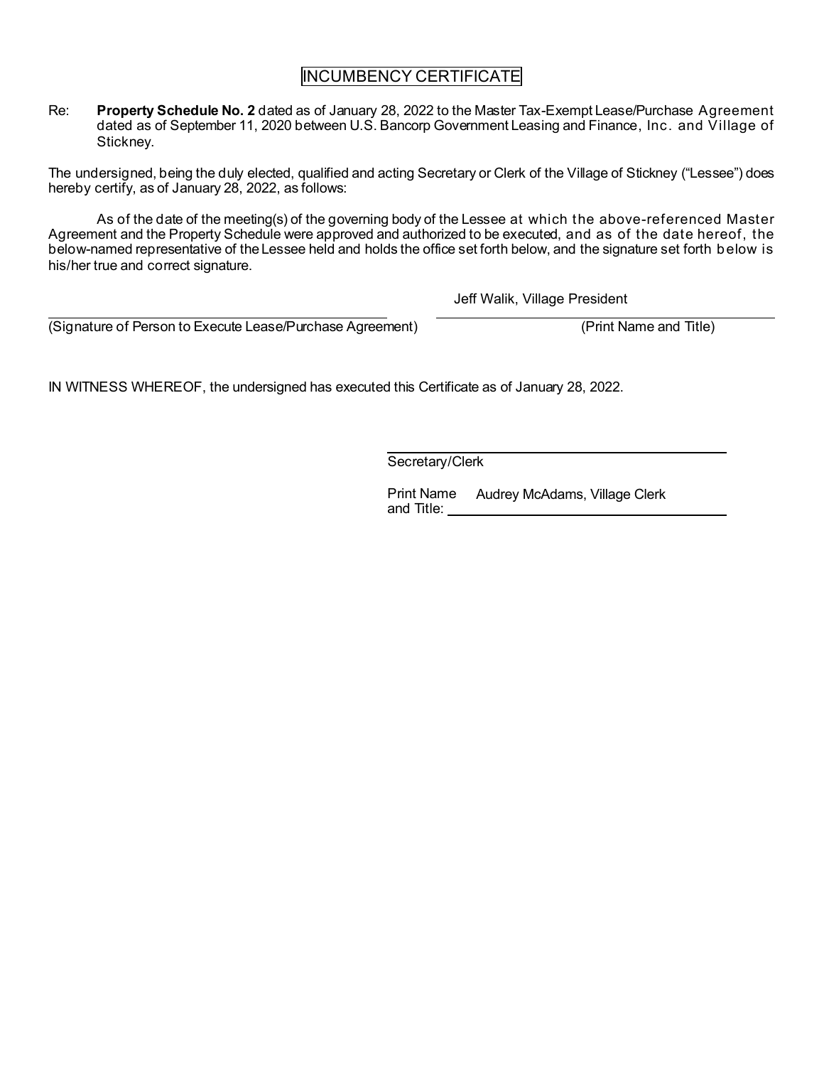# INCUMBENCY CERTIFICATE

Re: **Property Schedule No. 2** dated as of January 28, 2022 to the Master Tax-Exempt Lease/Purchase Agreement dated as of September 11, 2020 between U.S. Bancorp Government Leasing and Finance, Inc. and Village of Stickney.

The undersigned, being the duly elected, qualified and acting Secretary or Clerk of the Village of Stickney ("Lessee") does hereby certify, as of January 28, 2022, as follows:

As of the date of the meeting(s) of the governing body of the Lessee at which the above-referenced Master Agreement and the Property Schedule were approved and authorized to be executed, and as of the date hereof, the below-named representative of the Lessee held and holds the office set forth below, and the signature set forth below is his/her true and correct signature.

| | |
|---|---|
| | Jeff Walik, Village President |
| (Signature of Person to Execute Lease/Purchase Agreement) | (Print Name and Title) |

IN WITNESS WHEREOF, the undersigned has executed this Certificate as of January 28, 2022.

Secretary/Clerk

Print Name and Title: Audrey McAdams, Village Clerk